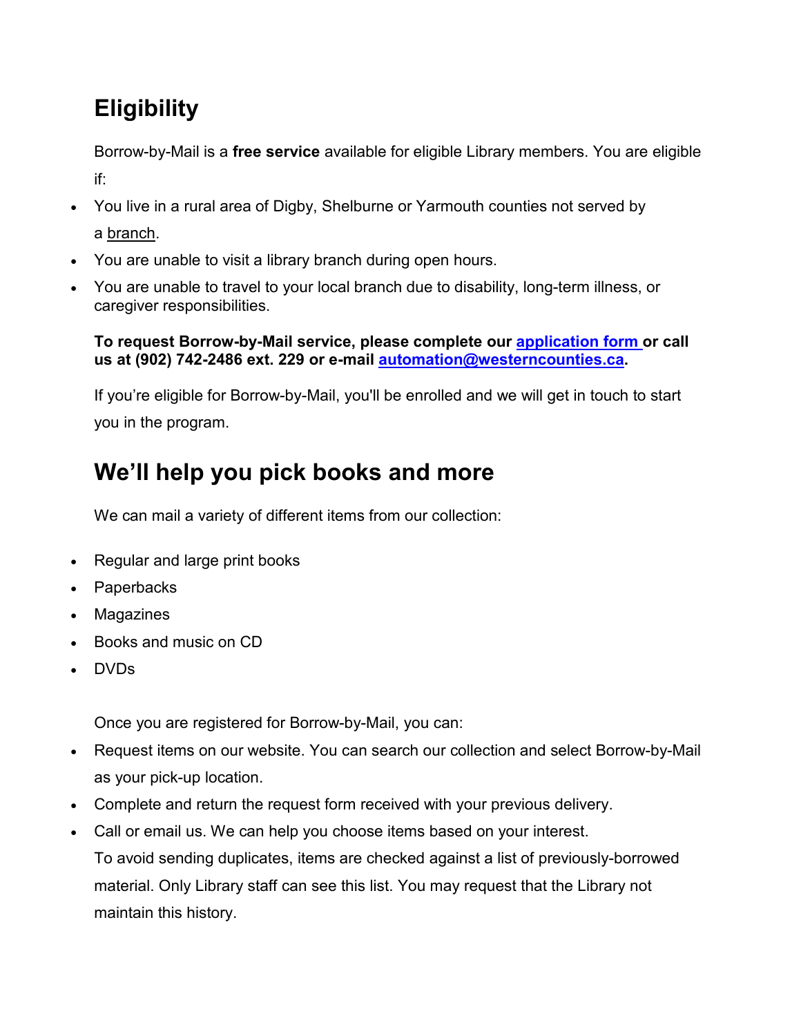## Eligibility

Borrow-by-Mail is a **free service** available for eligible Library members. You are eligible if:

- You live in a rural area of Digby, Shelburne or Yarmouth counties not served by a branch.
- You are unable to visit a library branch during open hours.
- You are unable to travel to your local branch due to disability, long-term illness, or caregiver responsibilities.

**To request Borrow-by-Mail service, please complete our application form or call us at (902) 742-2486 ext. 229 or e-mail automation@westerncounties.ca.**

If you're eligible for Borrow-by-Mail, you'll be enrolled and we will get in touch to start you in the program.

## We'll help you pick books and more

We can mail a variety of different items from our collection:

- Regular and large print books
- Paperbacks
- Magazines
- Books and music on CD
- DVDs

Once you are registered for Borrow-by-Mail, you can:

- Request items on our website. You can search our collection and select Borrow-by-Mail as your pick-up location.
- Complete and return the request form received with your previous delivery.
- Call or email us. We can help you choose items based on your interest.
  To avoid sending duplicates, items are checked against a list of previously-borrowed material. Only Library staff can see this list. You may request that the Library not maintain this history.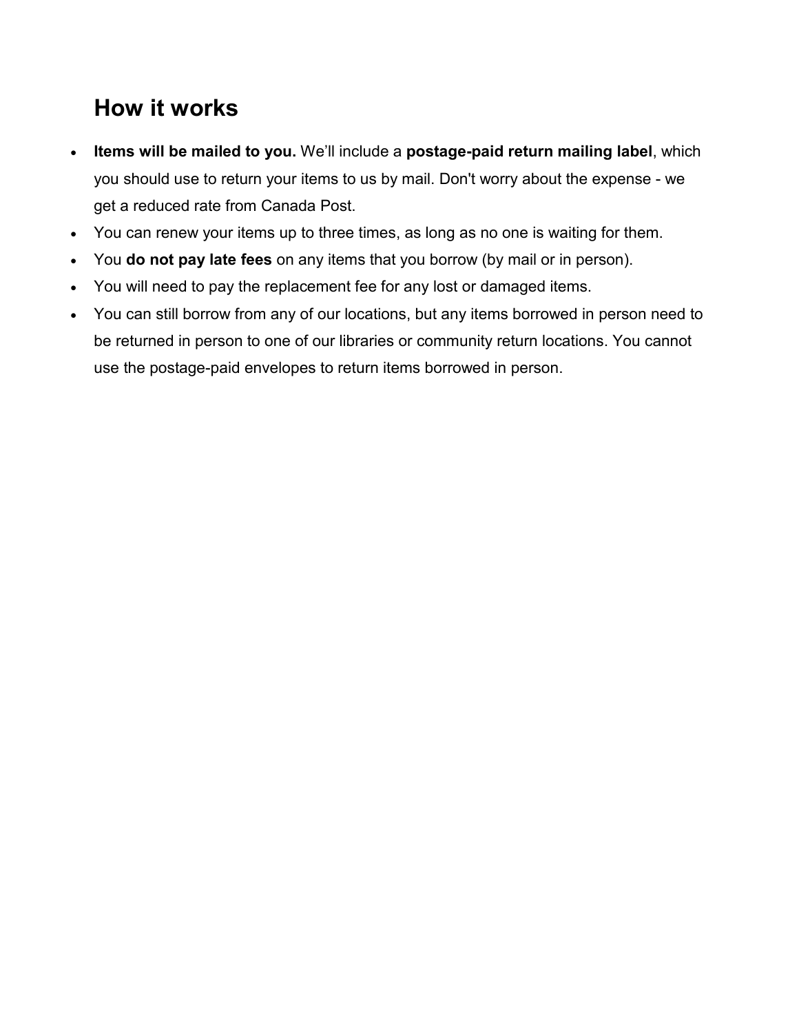## How it works

- **Items will be mailed to you.** We'll include a **postage-paid return mailing label**, which you should use to return your items to us by mail. Don't worry about the expense - we get a reduced rate from Canada Post.
- You can renew your items up to three times, as long as no one is waiting for them.
- You **do not pay late fees** on any items that you borrow (by mail or in person).
- You will need to pay the replacement fee for any lost or damaged items.
- You can still borrow from any of our locations, but any items borrowed in person need to be returned in person to one of our libraries or community return locations. You cannot use the postage-paid envelopes to return items borrowed in person.